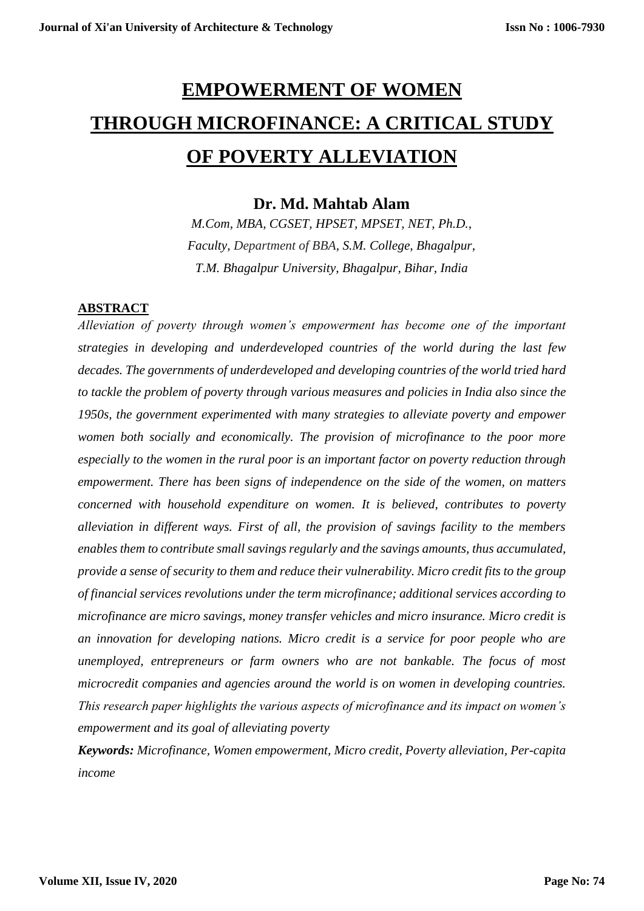# EMPOWERMENT OF WOMEN THROUGH MICROFINANCE: A CRITICAL STUDY OF POVERTY ALLEVIATION

**Dr. Md. Mahtab Alam**

*M.Com, MBA, CGSET, HPSET, MPSET, NET, Ph.D.,*
*Faculty, Department of BBA, S.M. College, Bhagalpur,*
*T.M. Bhagalpur University, Bhagalpur, Bihar, India*

## ABSTRACT

*Alleviation of poverty through women's empowerment has become one of the important strategies in developing and underdeveloped countries of the world during the last few decades. The governments of underdeveloped and developing countries of the world tried hard to tackle the problem of poverty through various measures and policies in India also since the 1950s, the government experimented with many strategies to alleviate poverty and empower women both socially and economically. The provision of microfinance to the poor more especially to the women in the rural poor is an important factor on poverty reduction through empowerment. There has been signs of independence on the side of the women, on matters concerned with household expenditure on women. It is believed, contributes to poverty alleviation in different ways. First of all, the provision of savings facility to the members enables them to contribute small savings regularly and the savings amounts, thus accumulated, provide a sense of security to them and reduce their vulnerability. Micro credit fits to the group of financial services revolutions under the term microfinance; additional services according to microfinance are micro savings, money transfer vehicles and micro insurance. Micro credit is an innovation for developing nations. Micro credit is a service for poor people who are unemployed, entrepreneurs or farm owners who are not bankable. The focus of most microcredit companies and agencies around the world is on women in developing countries. This research paper highlights the various aspects of microfinance and its impact on women's empowerment and its goal of alleviating poverty*

***Keywords:*** *Microfinance, Women empowerment, Micro credit, Poverty alleviation, Per-capita income*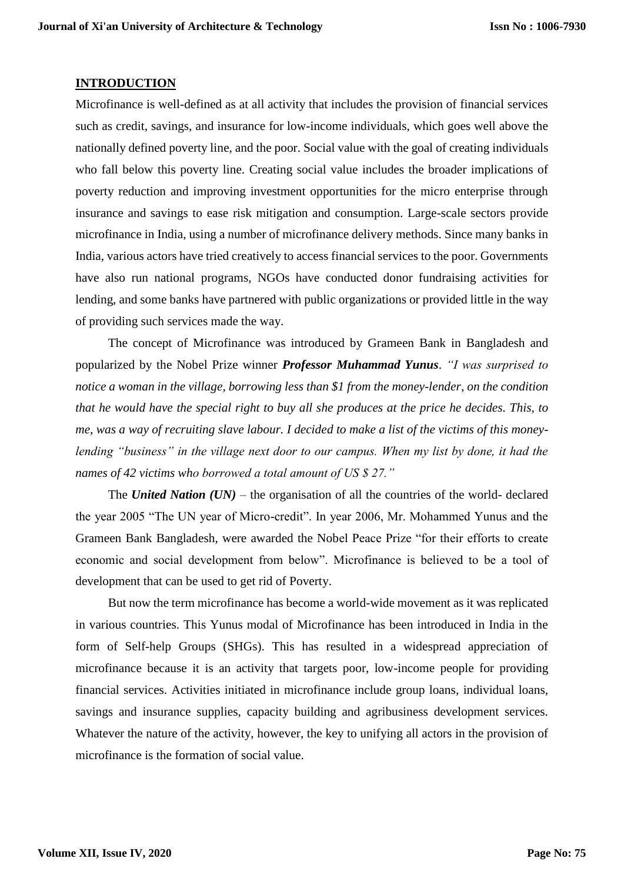## INTRODUCTION

Microfinance is well-defined as at all activity that includes the provision of financial services such as credit, savings, and insurance for low-income individuals, which goes well above the nationally defined poverty line, and the poor. Social value with the goal of creating individuals who fall below this poverty line. Creating social value includes the broader implications of poverty reduction and improving investment opportunities for the micro enterprise through insurance and savings to ease risk mitigation and consumption. Large-scale sectors provide microfinance in India, using a number of microfinance delivery methods. Since many banks in India, various actors have tried creatively to access financial services to the poor. Governments have also run national programs, NGOs have conducted donor fundraising activities for lending, and some banks have partnered with public organizations or provided little in the way of providing such services made the way.

The concept of Microfinance was introduced by Grameen Bank in Bangladesh and popularized by the Nobel Prize winner ***Professor Muhammad Yunus***. *"I was surprised to notice a woman in the village, borrowing less than $1 from the money-lender, on the condition that he would have the special right to buy all she produces at the price he decides. This, to me, was a way of recruiting slave labour. I decided to make a list of the victims of this money-lending "business" in the village next door to our campus. When my list by done, it had the names of 42 victims who borrowed a total amount of US $ 27."*

The ***United Nation (UN)*** – the organisation of all the countries of the world- declared the year 2005 "The UN year of Micro-credit". In year 2006, Mr. Mohammed Yunus and the Grameen Bank Bangladesh, were awarded the Nobel Peace Prize "for their efforts to create economic and social development from below". Microfinance is believed to be a tool of development that can be used to get rid of Poverty.

But now the term microfinance has become a world-wide movement as it was replicated in various countries. This Yunus modal of Microfinance has been introduced in India in the form of Self-help Groups (SHGs). This has resulted in a widespread appreciation of microfinance because it is an activity that targets poor, low-income people for providing financial services. Activities initiated in microfinance include group loans, individual loans, savings and insurance supplies, capacity building and agribusiness development services. Whatever the nature of the activity, however, the key to unifying all actors in the provision of microfinance is the formation of social value.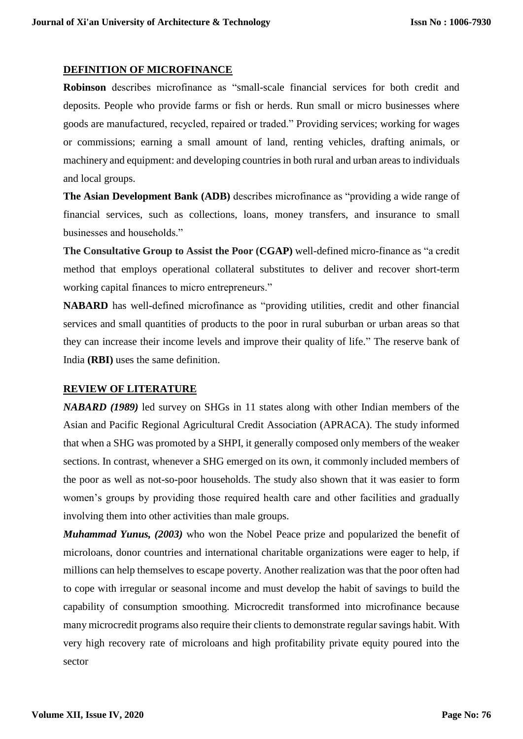## DEFINITION OF MICROFINANCE

**Robinson** describes microfinance as "small-scale financial services for both credit and deposits. People who provide farms or fish or herds. Run small or micro businesses where goods are manufactured, recycled, repaired or traded." Providing services; working for wages or commissions; earning a small amount of land, renting vehicles, drafting animals, or machinery and equipment: and developing countries in both rural and urban areas to individuals and local groups.

**The Asian Development Bank (ADB)** describes microfinance as "providing a wide range of financial services, such as collections, loans, money transfers, and insurance to small businesses and households."

**The Consultative Group to Assist the Poor (CGAP)** well-defined micro-finance as "a credit method that employs operational collateral substitutes to deliver and recover short-term working capital finances to micro entrepreneurs."

**NABARD** has well-defined microfinance as "providing utilities, credit and other financial services and small quantities of products to the poor in rural suburban or urban areas so that they can increase their income levels and improve their quality of life." The reserve bank of India **(RBI)** uses the same definition.

## REVIEW OF LITERATURE

***NABARD (1989)*** led survey on SHGs in 11 states along with other Indian members of the Asian and Pacific Regional Agricultural Credit Association (APRACA). The study informed that when a SHG was promoted by a SHPI, it generally composed only members of the weaker sections. In contrast, whenever a SHG emerged on its own, it commonly included members of the poor as well as not-so-poor households. The study also shown that it was easier to form women's groups by providing those required health care and other facilities and gradually involving them into other activities than male groups.

***Muhammad Yunus, (2003)*** who won the Nobel Peace prize and popularized the benefit of microloans, donor countries and international charitable organizations were eager to help, if millions can help themselves to escape poverty. Another realization was that the poor often had to cope with irregular or seasonal income and must develop the habit of savings to build the capability of consumption smoothing. Microcredit transformed into microfinance because many microcredit programs also require their clients to demonstrate regular savings habit. With very high recovery rate of microloans and high profitability private equity poured into the sector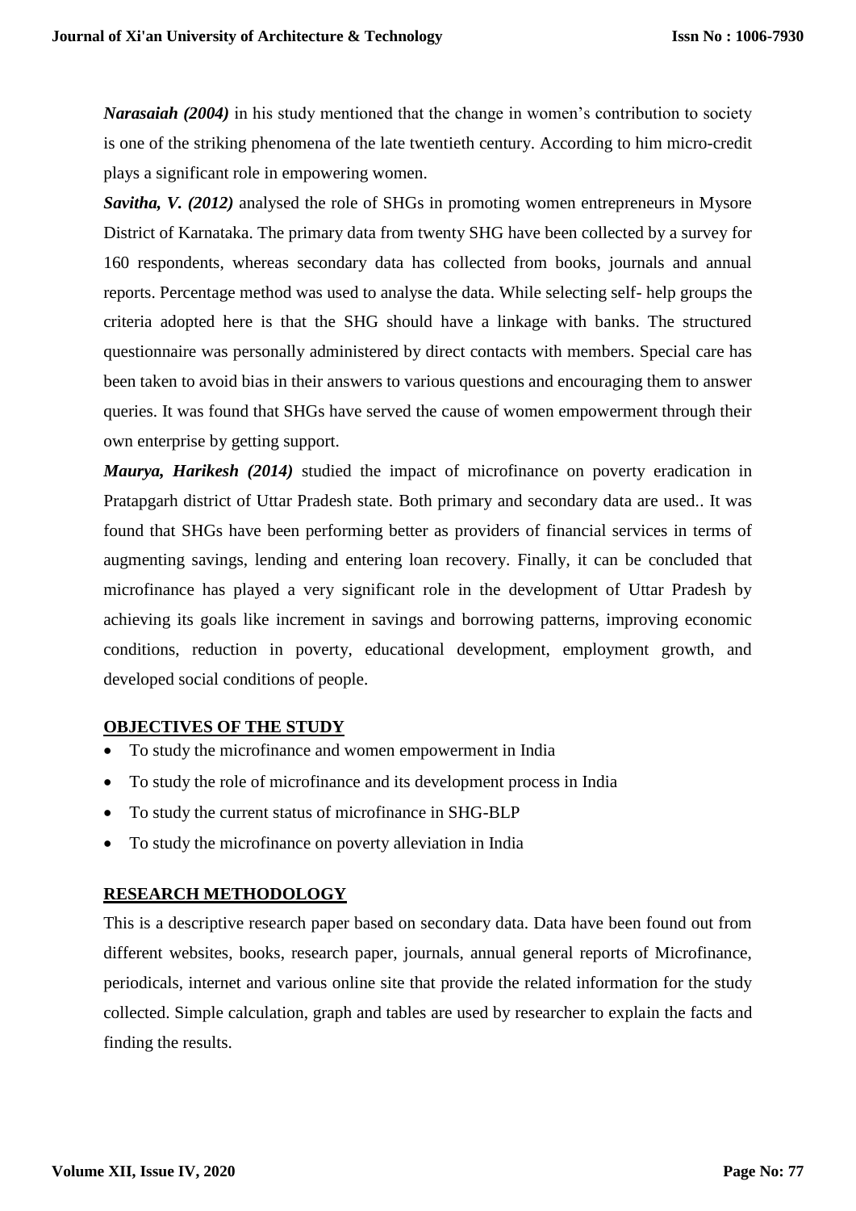***Narasaiah (2004)*** in his study mentioned that the change in women's contribution to society is one of the striking phenomena of the late twentieth century. According to him micro-credit plays a significant role in empowering women.

***Savitha, V. (2012)*** analysed the role of SHGs in promoting women entrepreneurs in Mysore District of Karnataka. The primary data from twenty SHG have been collected by a survey for 160 respondents, whereas secondary data has collected from books, journals and annual reports. Percentage method was used to analyse the data. While selecting self- help groups the criteria adopted here is that the SHG should have a linkage with banks. The structured questionnaire was personally administered by direct contacts with members. Special care has been taken to avoid bias in their answers to various questions and encouraging them to answer queries. It was found that SHGs have served the cause of women empowerment through their own enterprise by getting support.

***Maurya, Harikesh (2014)*** studied the impact of microfinance on poverty eradication in Pratapgarh district of Uttar Pradesh state. Both primary and secondary data are used.. It was found that SHGs have been performing better as providers of financial services in terms of augmenting savings, lending and entering loan recovery. Finally, it can be concluded that microfinance has played a very significant role in the development of Uttar Pradesh by achieving its goals like increment in savings and borrowing patterns, improving economic conditions, reduction in poverty, educational development, employment growth, and developed social conditions of people.

## OBJECTIVES OF THE STUDY

- To study the microfinance and women empowerment in India
- To study the role of microfinance and its development process in India
- To study the current status of microfinance in SHG-BLP
- To study the microfinance on poverty alleviation in India

## RESEARCH METHODOLOGY

This is a descriptive research paper based on secondary data. Data have been found out from different websites, books, research paper, journals, annual general reports of Microfinance, periodicals, internet and various online site that provide the related information for the study collected. Simple calculation, graph and tables are used by researcher to explain the facts and finding the results.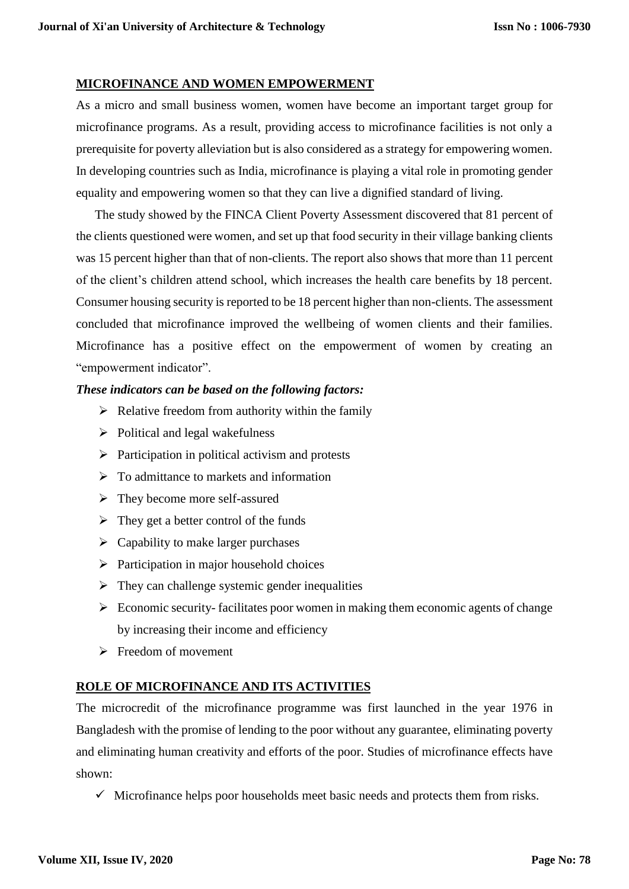## MICROFINANCE AND WOMEN EMPOWERMENT

As a micro and small business women, women have become an important target group for microfinance programs. As a result, providing access to microfinance facilities is not only a prerequisite for poverty alleviation but is also considered as a strategy for empowering women. In developing countries such as India, microfinance is playing a vital role in promoting gender equality and empowering women so that they can live a dignified standard of living.

The study showed by the FINCA Client Poverty Assessment discovered that 81 percent of the clients questioned were women, and set up that food security in their village banking clients was 15 percent higher than that of non-clients. The report also shows that more than 11 percent of the client's children attend school, which increases the health care benefits by 18 percent. Consumer housing security is reported to be 18 percent higher than non-clients. The assessment concluded that microfinance improved the wellbeing of women clients and their families. Microfinance has a positive effect on the empowerment of women by creating an "empowerment indicator".

***These indicators can be based on the following factors:***

- Relative freedom from authority within the family
- Political and legal wakefulness
- Participation in political activism and protests
- To admittance to markets and information
- They become more self-assured
- They get a better control of the funds
- Capability to make larger purchases
- Participation in major household choices
- They can challenge systemic gender inequalities
- Economic security- facilitates poor women in making them economic agents of change by increasing their income and efficiency
- Freedom of movement

## ROLE OF MICROFINANCE AND ITS ACTIVITIES

The microcredit of the microfinance programme was first launched in the year 1976 in Bangladesh with the promise of lending to the poor without any guarantee, eliminating poverty and eliminating human creativity and efforts of the poor. Studies of microfinance effects have shown:

- ✓ Microfinance helps poor households meet basic needs and protects them from risks.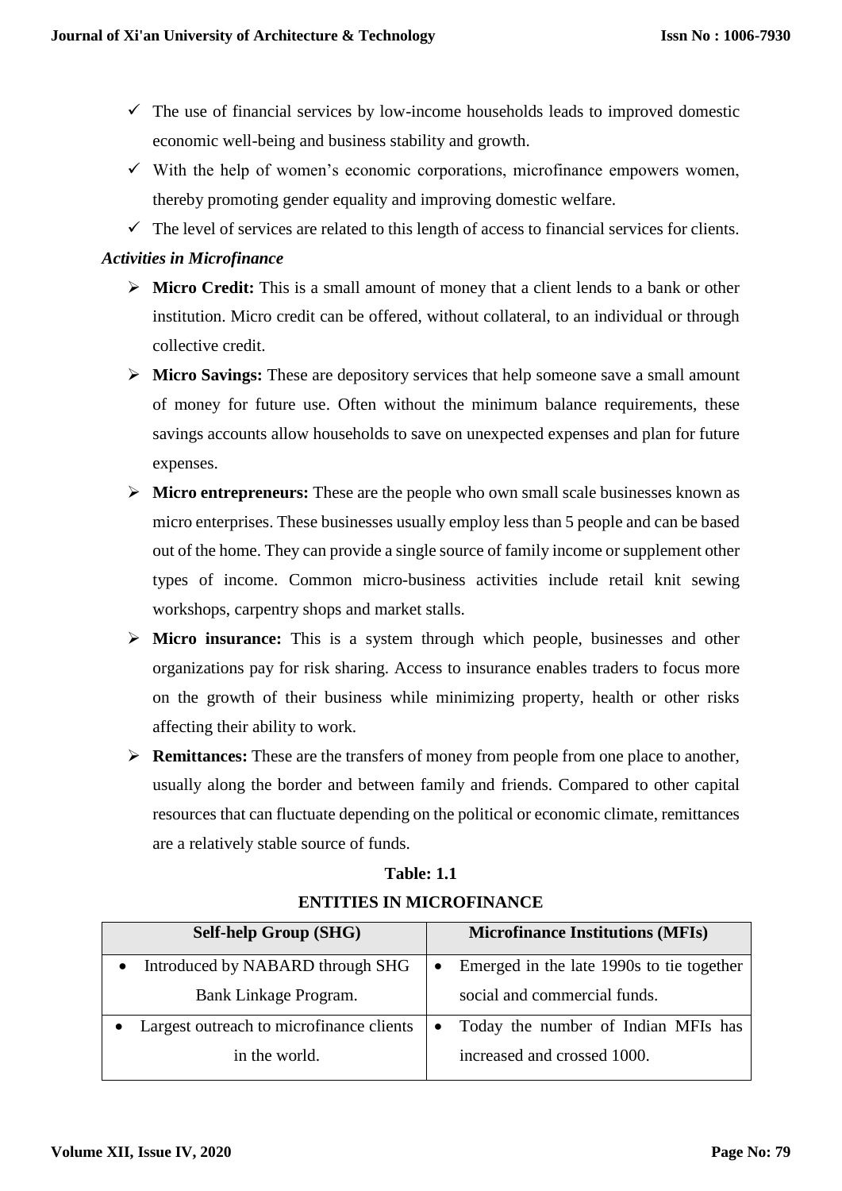- ✓ The use of financial services by low-income households leads to improved domestic economic well-being and business stability and growth.
- ✓ With the help of women's economic corporations, microfinance empowers women, thereby promoting gender equality and improving domestic welfare.
- ✓ The level of services are related to this length of access to financial services for clients.

***Activities in Microfinance***

- ➢ **Micro Credit:** This is a small amount of money that a client lends to a bank or other institution. Micro credit can be offered, without collateral, to an individual or through collective credit.
- ➢ **Micro Savings:** These are depository services that help someone save a small amount of money for future use. Often without the minimum balance requirements, these savings accounts allow households to save on unexpected expenses and plan for future expenses.
- ➢ **Micro entrepreneurs:** These are the people who own small scale businesses known as micro enterprises. These businesses usually employ less than 5 people and can be based out of the home. They can provide a single source of family income or supplement other types of income. Common micro-business activities include retail knit sewing workshops, carpentry shops and market stalls.
- ➢ **Micro insurance:** This is a system through which people, businesses and other organizations pay for risk sharing. Access to insurance enables traders to focus more on the growth of their business while minimizing property, health or other risks affecting their ability to work.
- ➢ **Remittances:** These are the transfers of money from people from one place to another, usually along the border and between family and friends. Compared to other capital resources that can fluctuate depending on the political or economic climate, remittances are a relatively stable source of funds.

**Table: 1.1**

**ENTITIES IN MICROFINANCE**

| Self-help Group (SHG) | Microfinance Institutions (MFIs) |
|---|---|
| • Introduced by NABARD through SHG Bank Linkage Program. | • Emerged in the late 1990s to tie together social and commercial funds. |
| • Largest outreach to microfinance clients in the world. | • Today the number of Indian MFIs has increased and crossed 1000. |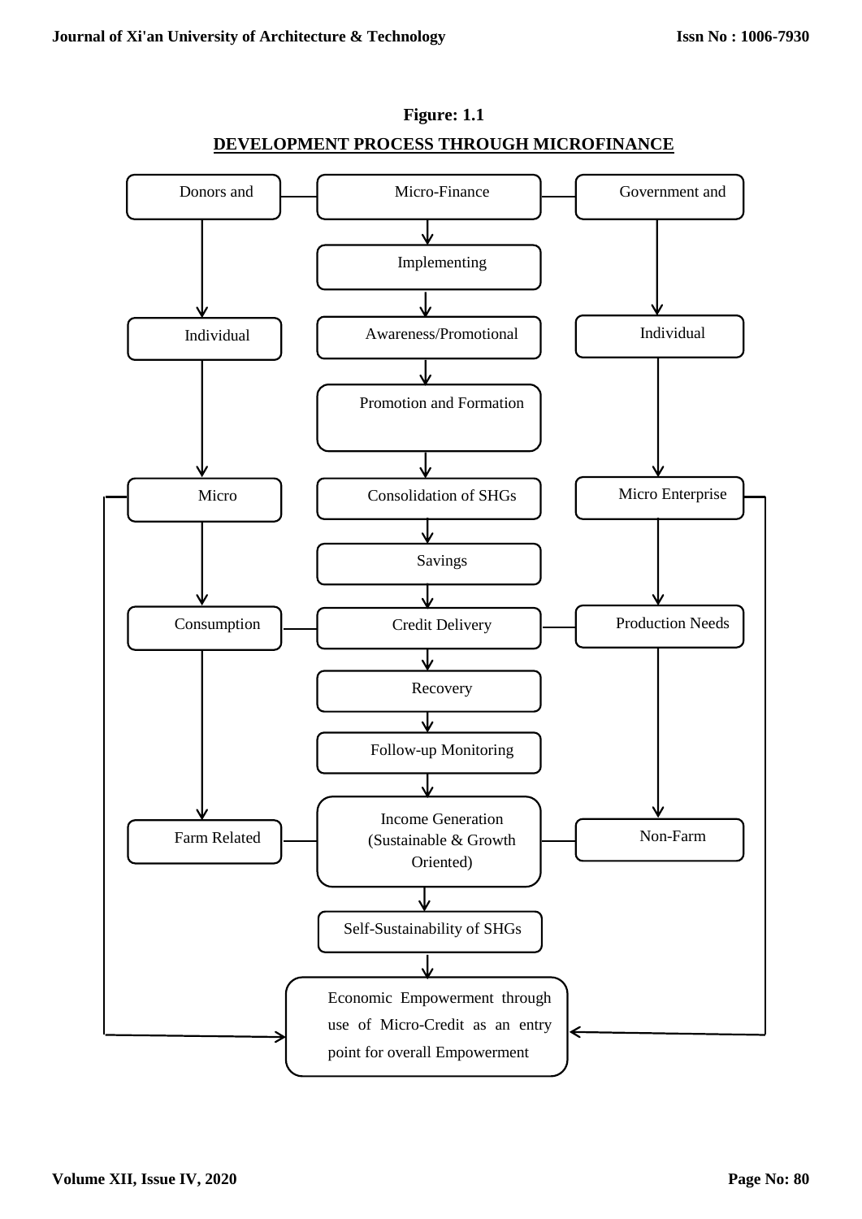**Figure: 1.1**

**DEVELOPMENT PROCESS THROUGH MICROFINANCE**

Donors and

Micro-Finance

Government and

Implementing

Individual

Awareness/Promotional

Individual

Promotion and Formation

Micro

Consolidation of SHGs

Micro Enterprise

Savings

Consumption

Credit Delivery

Production Needs

Recovery

Follow-up Monitoring

Farm Related

Income Generation (Sustainable & Growth Oriented)

Non-Farm

Self-Sustainability of SHGs

Economic Empowerment through use of Micro-Credit as an entry point for overall Empowerment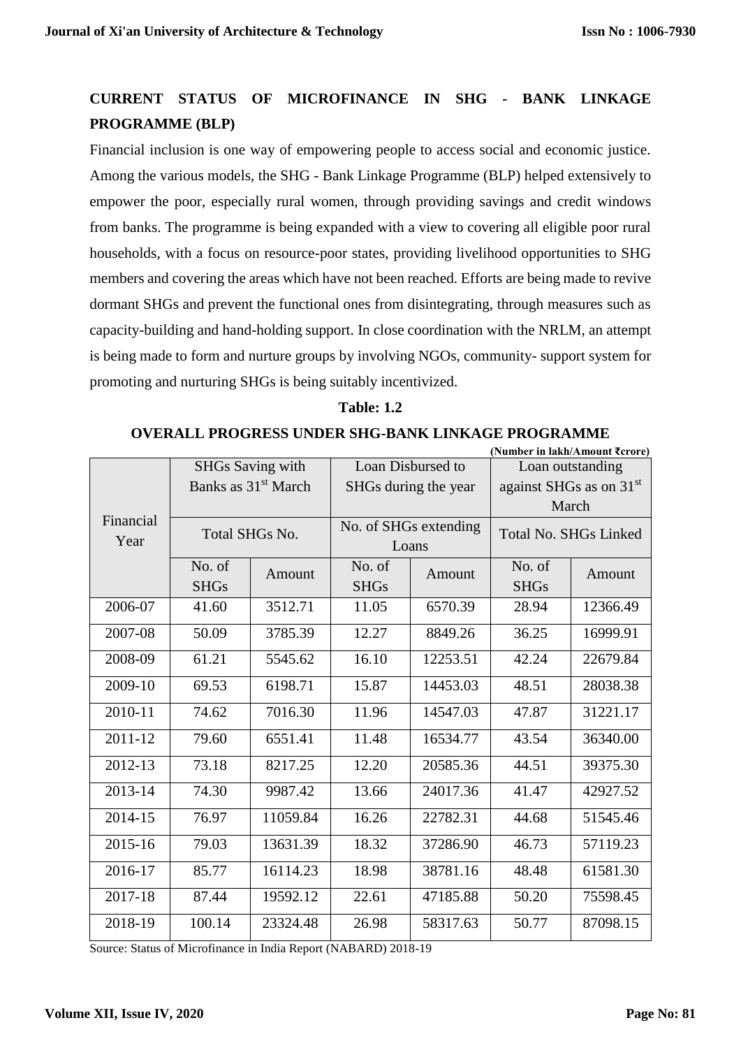## CURRENT STATUS OF MICROFINANCE IN SHG - BANK LINKAGE PROGRAMME (BLP)

Financial inclusion is one way of empowering people to access social and economic justice. Among the various models, the SHG - Bank Linkage Programme (BLP) helped extensively to empower the poor, especially rural women, through providing savings and credit windows from banks. The programme is being expanded with a view to covering all eligible poor rural households, with a focus on resource-poor states, providing livelihood opportunities to SHG members and covering the areas which have not been reached. Efforts are being made to revive dormant SHGs and prevent the functional ones from disintegrating, through measures such as capacity-building and hand-holding support. In close coordination with the NRLM, an attempt is being made to form and nurture groups by involving NGOs, community- support system for promoting and nurturing SHGs is being suitably incentivized.

**Table: 1.2**

**OVERALL PROGRESS UNDER SHG-BANK LINKAGE PROGRAMME**

**(Number in lakh/Amount ₹crore)**

| Financial Year | SHGs Saving with Banks as 31st March | | Loan Disbursed to SHGs during the year | | Loan outstanding against SHGs as on 31st March | |
|---|---|---|---|---|---|---|
| | Total SHGs No. | | No. of SHGs extending Loans | | Total No. SHGs Linked | |
| | No. of SHGs | Amount | No. of SHGs | Amount | No. of SHGs | Amount |
| 2006-07 | 41.60 | 3512.71 | 11.05 | 6570.39 | 28.94 | 12366.49 |
| 2007-08 | 50.09 | 3785.39 | 12.27 | 8849.26 | 36.25 | 16999.91 |
| 2008-09 | 61.21 | 5545.62 | 16.10 | 12253.51 | 42.24 | 22679.84 |
| 2009-10 | 69.53 | 6198.71 | 15.87 | 14453.03 | 48.51 | 28038.38 |
| 2010-11 | 74.62 | 7016.30 | 11.96 | 14547.03 | 47.87 | 31221.17 |
| 2011-12 | 79.60 | 6551.41 | 11.48 | 16534.77 | 43.54 | 36340.00 |
| 2012-13 | 73.18 | 8217.25 | 12.20 | 20585.36 | 44.51 | 39375.30 |
| 2013-14 | 74.30 | 9987.42 | 13.66 | 24017.36 | 41.47 | 42927.52 |
| 2014-15 | 76.97 | 11059.84 | 16.26 | 22782.31 | 44.68 | 51545.46 |
| 2015-16 | 79.03 | 13631.39 | 18.32 | 37286.90 | 46.73 | 57119.23 |
| 2016-17 | 85.77 | 16114.23 | 18.98 | 38781.16 | 48.48 | 61581.30 |
| 2017-18 | 87.44 | 19592.12 | 22.61 | 47185.88 | 50.20 | 75598.45 |
| 2018-19 | 100.14 | 23324.48 | 26.98 | 58317.63 | 50.77 | 87098.15 |

Source: Status of Microfinance in India Report (NABARD) 2018-19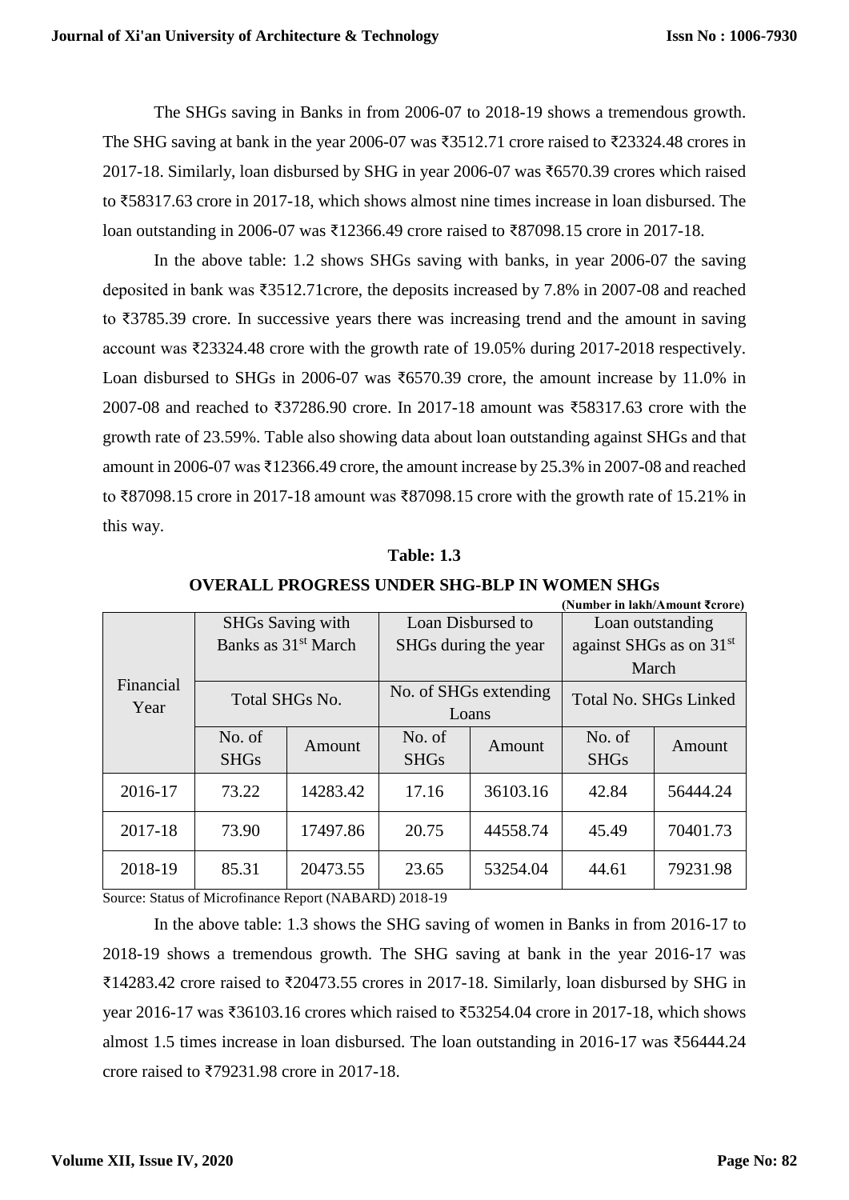The SHGs saving in Banks in from 2006-07 to 2018-19 shows a tremendous growth. The SHG saving at bank in the year 2006-07 was ₹3512.71 crore raised to ₹23324.48 crores in 2017-18. Similarly, loan disbursed by SHG in year 2006-07 was ₹6570.39 crores which raised to ₹58317.63 crore in 2017-18, which shows almost nine times increase in loan disbursed. The loan outstanding in 2006-07 was ₹12366.49 crore raised to ₹87098.15 crore in 2017-18.

In the above table: 1.2 shows SHGs saving with banks, in year 2006-07 the saving deposited in bank was ₹3512.71crore, the deposits increased by 7.8% in 2007-08 and reached to ₹3785.39 crore. In successive years there was increasing trend and the amount in saving account was ₹23324.48 crore with the growth rate of 19.05% during 2017-2018 respectively. Loan disbursed to SHGs in 2006-07 was ₹6570.39 crore, the amount increase by 11.0% in 2007-08 and reached to ₹37286.90 crore. In 2017-18 amount was ₹58317.63 crore with the growth rate of 23.59%. Table also showing data about loan outstanding against SHGs and that amount in 2006-07 was ₹12366.49 crore, the amount increase by 25.3% in 2007-08 and reached to ₹87098.15 crore in 2017-18 amount was ₹87098.15 crore with the growth rate of 15.21% in this way.

**Table: 1.3**

**OVERALL PROGRESS UNDER SHG-BLP IN WOMEN SHGs**

**(Number in lakh/Amount ₹crore)**

| Financial Year | SHGs Saving with Banks as 31st March | | Loan Disbursed to SHGs during the year | | Loan outstanding against SHGs as on 31st March | |
|---|---|---|---|---|---|---|
| | Total SHGs No. | | No. of SHGs extending Loans | | Total No. SHGs Linked | |
| | No. of SHGs | Amount | No. of SHGs | Amount | No. of SHGs | Amount |
| 2016-17 | 73.22 | 14283.42 | 17.16 | 36103.16 | 42.84 | 56444.24 |
| 2017-18 | 73.90 | 17497.86 | 20.75 | 44558.74 | 45.49 | 70401.73 |
| 2018-19 | 85.31 | 20473.55 | 23.65 | 53254.04 | 44.61 | 79231.98 |

Source: Status of Microfinance Report (NABARD) 2018-19

In the above table: 1.3 shows the SHG saving of women in Banks in from 2016-17 to 2018-19 shows a tremendous growth. The SHG saving at bank in the year 2016-17 was ₹14283.42 crore raised to ₹20473.55 crores in 2017-18. Similarly, loan disbursed by SHG in year 2016-17 was ₹36103.16 crores which raised to ₹53254.04 crore in 2017-18, which shows almost 1.5 times increase in loan disbursed. The loan outstanding in 2016-17 was ₹56444.24 crore raised to ₹79231.98 crore in 2017-18.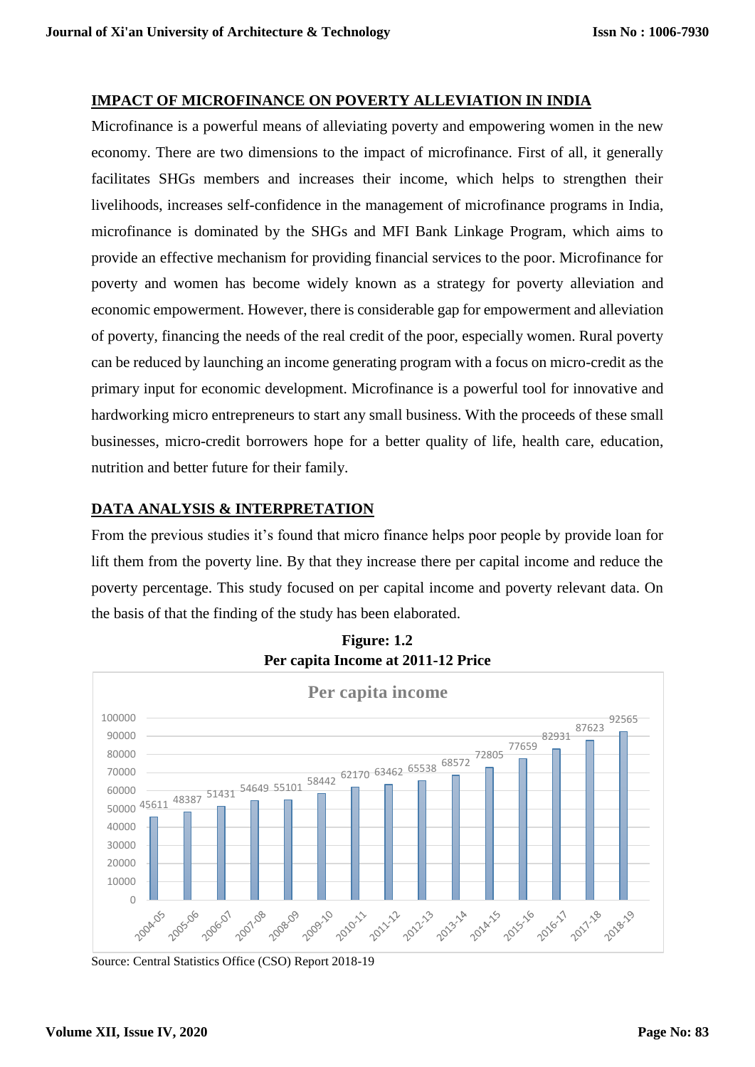## IMPACT OF MICROFINANCE ON POVERTY ALLEVIATION IN INDIA

Microfinance is a powerful means of alleviating poverty and empowering women in the new economy. There are two dimensions to the impact of microfinance. First of all, it generally facilitates SHGs members and increases their income, which helps to strengthen their livelihoods, increases self-confidence in the management of microfinance programs in India, microfinance is dominated by the SHGs and MFI Bank Linkage Program, which aims to provide an effective mechanism for providing financial services to the poor. Microfinance for poverty and women has become widely known as a strategy for poverty alleviation and economic empowerment. However, there is considerable gap for empowerment and alleviation of poverty, financing the needs of the real credit of the poor, especially women. Rural poverty can be reduced by launching an income generating program with a focus on micro-credit as the primary input for economic development. Microfinance is a powerful tool for innovative and hardworking micro entrepreneurs to start any small business. With the proceeds of these small businesses, micro-credit borrowers hope for a better quality of life, health care, education, nutrition and better future for their family.

## DATA ANALYSIS & INTERPRETATION

From the previous studies it's found that micro finance helps poor people by provide loan for lift them from the poverty line. By that they increase there per capital income and reduce the poverty percentage. This study focused on per capital income and poverty relevant data. On the basis of that the finding of the study has been elaborated.

**Figure: 1.2**
**Per capita Income at 2011-12 Price**

Per capita income

| Year | Per capita income |
|---|---|
| 2004-05 | 45611 |
| 2005-06 | 48387 |
| 2006-07 | 51431 |
| 2007-08 | 54649 |
| 2008-09 | 55101 |
| 2009-10 | 58442 |
| 2010-11 | 62170 |
| 2011-12 | 63462 |
| 2012-13 | 65538 |
| 2013-14 | 68572 |
| 2014-15 | 72805 |
| 2015-16 | 77659 |
| 2016-17 | 82931 |
| 2017-18 | 87623 |
| 2018-19 | 92565 |

Source: Central Statistics Office (CSO) Report 2018-19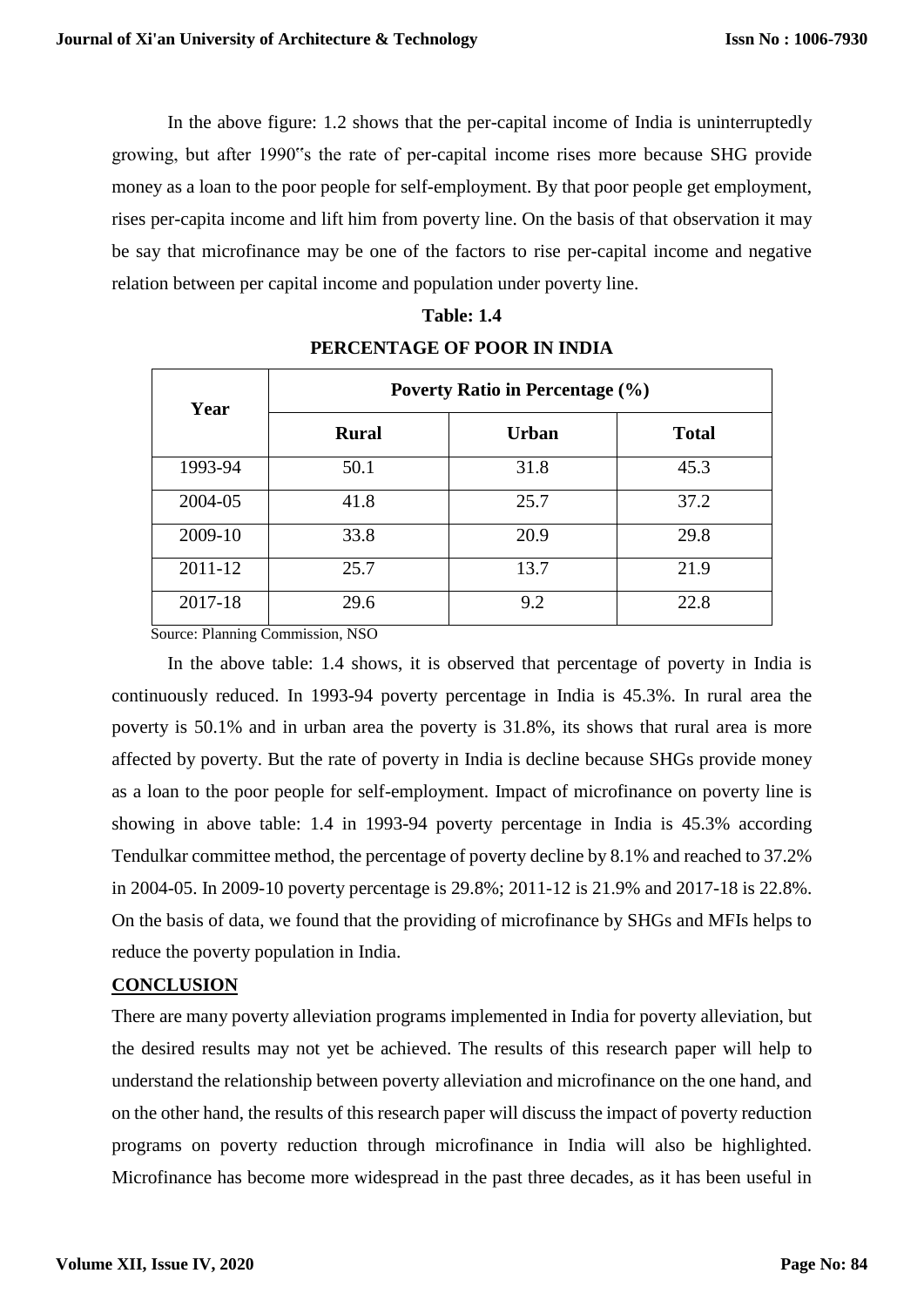In the above figure: 1.2 shows that the per-capital income of India is uninterruptedly growing, but after 1990"s the rate of per-capital income rises more because SHG provide money as a loan to the poor people for self-employment. By that poor people get employment, rises per-capita income and lift him from poverty line. On the basis of that observation it may be say that microfinance may be one of the factors to rise per-capital income and negative relation between per capital income and population under poverty line.

**Table: 1.4**

**PERCENTAGE OF POOR IN INDIA**

| Year | Poverty Ratio in Percentage (%) | | |
|---|---|---|---|
| | **Rural** | **Urban** | **Total** |
| 1993-94 | 50.1 | 31.8 | 45.3 |
| 2004-05 | 41.8 | 25.7 | 37.2 |
| 2009-10 | 33.8 | 20.9 | 29.8 |
| 2011-12 | 25.7 | 13.7 | 21.9 |
| 2017-18 | 29.6 | 9.2 | 22.8 |

Source: Planning Commission, NSO

In the above table: 1.4 shows, it is observed that percentage of poverty in India is continuously reduced. In 1993-94 poverty percentage in India is 45.3%. In rural area the poverty is 50.1% and in urban area the poverty is 31.8%, its shows that rural area is more affected by poverty. But the rate of poverty in India is decline because SHGs provide money as a loan to the poor people for self-employment. Impact of microfinance on poverty line is showing in above table: 1.4 in 1993-94 poverty percentage in India is 45.3% according Tendulkar committee method, the percentage of poverty decline by 8.1% and reached to 37.2% in 2004-05. In 2009-10 poverty percentage is 29.8%; 2011-12 is 21.9% and 2017-18 is 22.8%. On the basis of data, we found that the providing of microfinance by SHGs and MFIs helps to reduce the poverty population in India.

## CONCLUSION

There are many poverty alleviation programs implemented in India for poverty alleviation, but the desired results may not yet be achieved. The results of this research paper will help to understand the relationship between poverty alleviation and microfinance on the one hand, and on the other hand, the results of this research paper will discuss the impact of poverty reduction programs on poverty reduction through microfinance in India will also be highlighted. Microfinance has become more widespread in the past three decades, as it has been useful in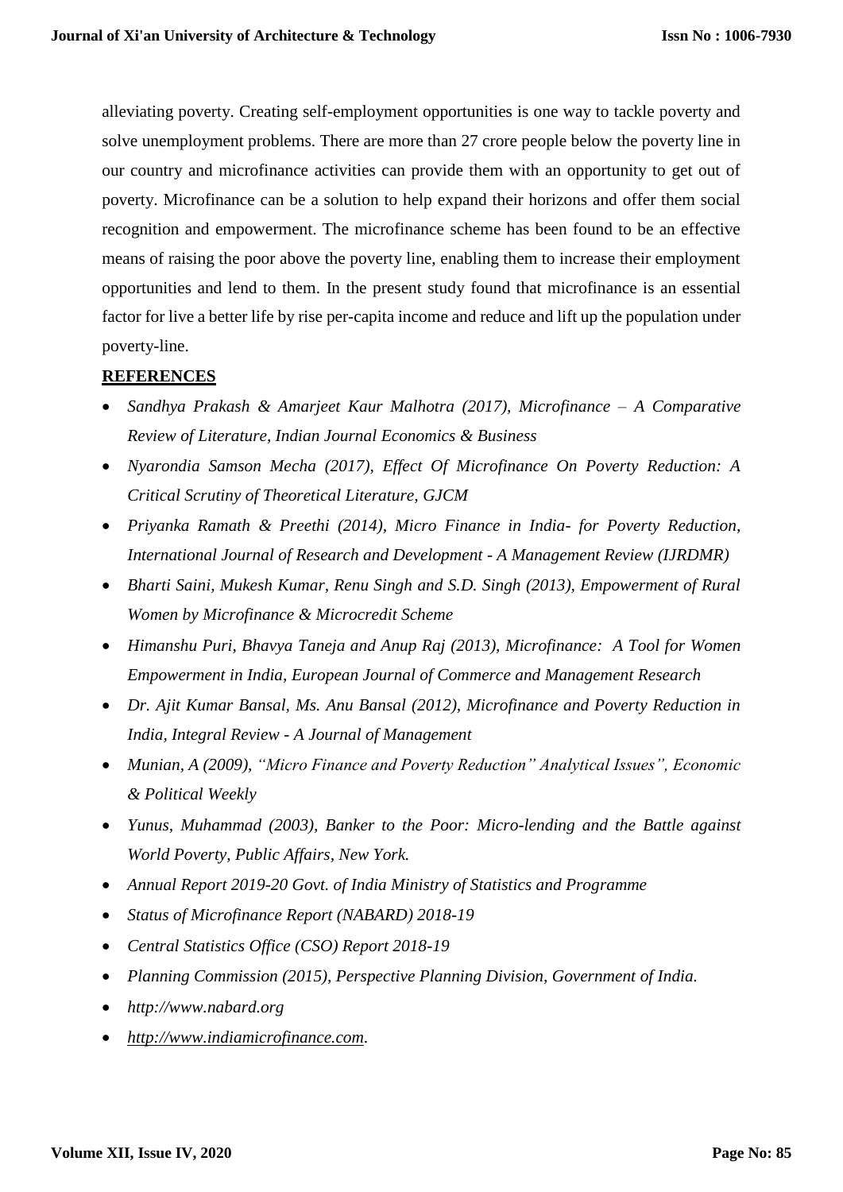alleviating poverty. Creating self-employment opportunities is one way to tackle poverty and solve unemployment problems. There are more than 27 crore people below the poverty line in our country and microfinance activities can provide them with an opportunity to get out of poverty. Microfinance can be a solution to help expand their horizons and offer them social recognition and empowerment. The microfinance scheme has been found to be an effective means of raising the poor above the poverty line, enabling them to increase their employment opportunities and lend to them. In the present study found that microfinance is an essential factor for live a better life by rise per-capita income and reduce and lift up the population under poverty-line.

## REFERENCES

- *Sandhya Prakash & Amarjeet Kaur Malhotra (2017), Microfinance – A Comparative Review of Literature, Indian Journal Economics & Business*
- *Nyarondia Samson Mecha (2017), Effect Of Microfinance On Poverty Reduction: A Critical Scrutiny of Theoretical Literature, GJCM*
- *Priyanka Ramath & Preethi (2014), Micro Finance in India- for Poverty Reduction, International Journal of Research and Development - A Management Review (IJRDMR)*
- *Bharti Saini, Mukesh Kumar, Renu Singh and S.D. Singh (2013), Empowerment of Rural Women by Microfinance & Microcredit Scheme*
- *Himanshu Puri, Bhavya Taneja and Anup Raj (2013), Microfinance: A Tool for Women Empowerment in India, European Journal of Commerce and Management Research*
- *Dr. Ajit Kumar Bansal, Ms. Anu Bansal (2012), Microfinance and Poverty Reduction in India, Integral Review - A Journal of Management*
- *Munian, A (2009), "Micro Finance and Poverty Reduction" Analytical Issues", Economic & Political Weekly*
- *Yunus, Muhammad (2003), Banker to the Poor: Micro-lending and the Battle against World Poverty, Public Affairs, New York.*
- *Annual Report 2019-20 Govt. of India Ministry of Statistics and Programme*
- *Status of Microfinance Report (NABARD) 2018-19*
- *Central Statistics Office (CSO) Report 2018-19*
- *Planning Commission (2015), Perspective Planning Division, Government of India.*
- *http://www.nabard.org*
- *http://www.indiamicrofinance.com.*